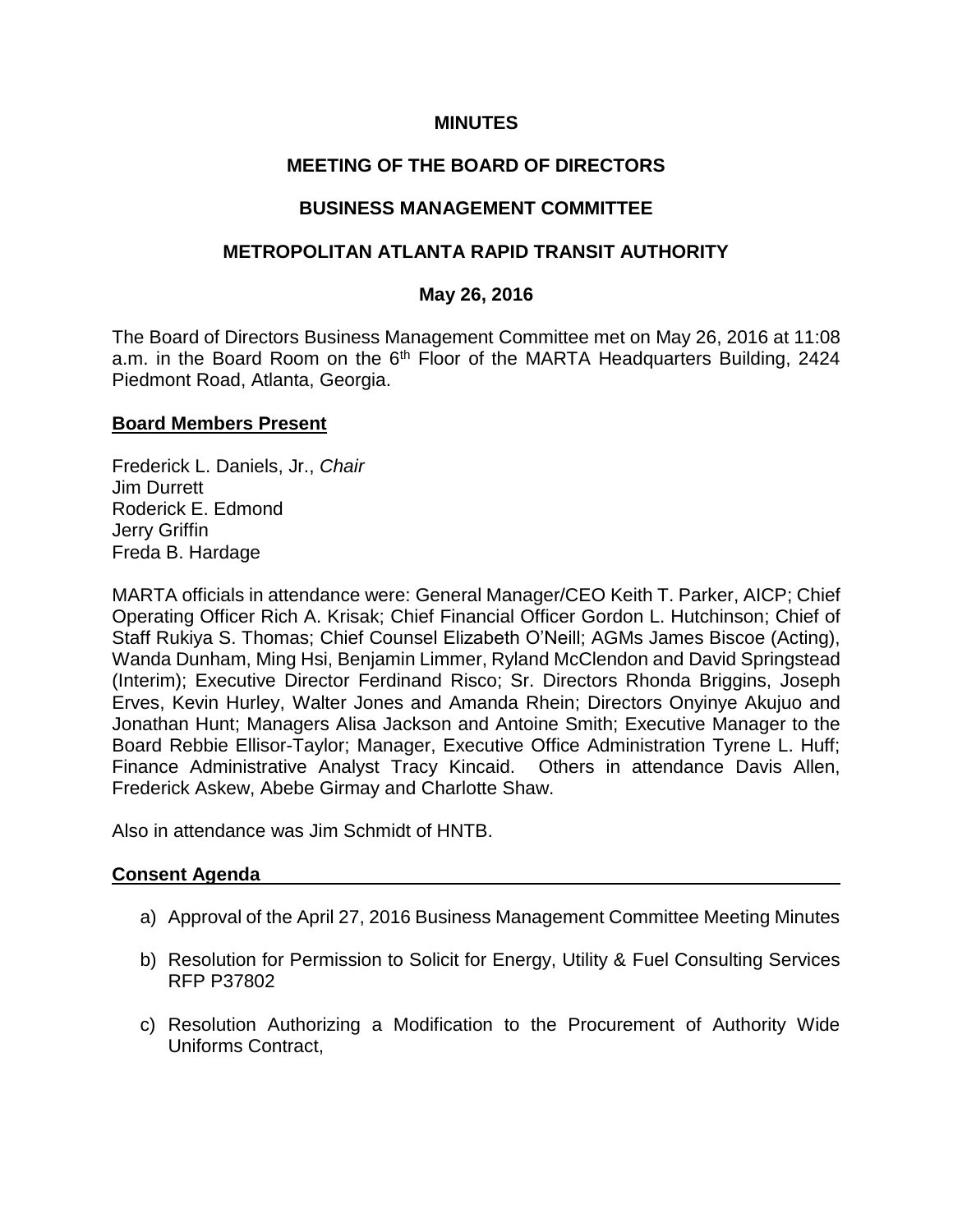**MINUTES**

**MEETING OF THE BOARD OF DIRECTORS**

**BUSINESS MANAGEMENT COMMITTEE**

**METROPOLITAN ATLANTA RAPID TRANSIT AUTHORITY**

**May 26, 2016**

The Board of Directors Business Management Committee met on May 26, 2016 at 11:08 a.m. in the Board Room on the 6th Floor of the MARTA Headquarters Building, 2424 Piedmont Road, Atlanta, Georgia.

**Board Members Present**

Frederick L. Daniels, Jr., *Chair*
Jim Durrett
Roderick E. Edmond
Jerry Griffin
Freda B. Hardage

MARTA officials in attendance were: General Manager/CEO Keith T. Parker, AICP; Chief Operating Officer Rich A. Krisak; Chief Financial Officer Gordon L. Hutchinson; Chief of Staff Rukiya S. Thomas; Chief Counsel Elizabeth O'Neill; AGMs James Biscoe (Acting), Wanda Dunham, Ming Hsi, Benjamin Limmer, Ryland McClendon and David Springstead (Interim); Executive Director Ferdinand Risco; Sr. Directors Rhonda Briggins, Joseph Erves, Kevin Hurley, Walter Jones and Amanda Rhein; Directors Onyinye Akujuo and Jonathan Hunt; Managers Alisa Jackson and Antoine Smith; Executive Manager to the Board Rebbie Ellisor-Taylor; Manager, Executive Office Administration Tyrene L. Huff; Finance Administrative Analyst Tracy Kincaid. Others in attendance Davis Allen, Frederick Askew, Abebe Girmay and Charlotte Shaw.

Also in attendance was Jim Schmidt of HNTB.

**Consent Agenda**

a) Approval of the April 27, 2016 Business Management Committee Meeting Minutes

b) Resolution for Permission to Solicit for Energy, Utility & Fuel Consulting Services RFP P37802

c) Resolution Authorizing a Modification to the Procurement of Authority Wide Uniforms Contract,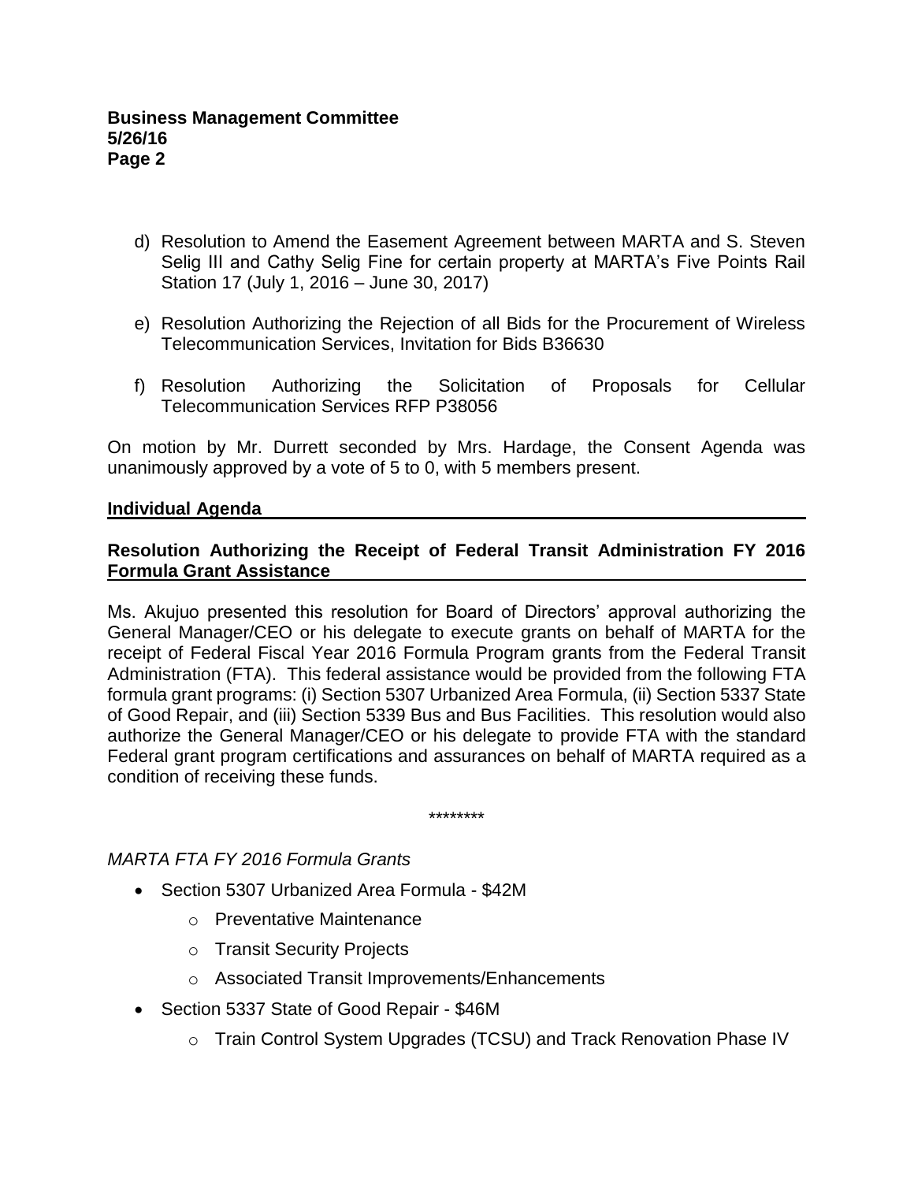d) Resolution to Amend the Easement Agreement between MARTA and S. Steven Selig III and Cathy Selig Fine for certain property at MARTA's Five Points Rail Station 17 (July 1, 2016 – June 30, 2017)

e) Resolution Authorizing the Rejection of all Bids for the Procurement of Wireless Telecommunication Services, Invitation for Bids B36630

f) Resolution Authorizing the Solicitation of Proposals for Cellular Telecommunication Services RFP P38056

On motion by Mr. Durrett seconded by Mrs. Hardage, the Consent Agenda was unanimously approved by a vote of 5 to 0, with 5 members present.

## Individual Agenda

### Resolution Authorizing the Receipt of Federal Transit Administration FY 2016 Formula Grant Assistance

Ms. Akujuo presented this resolution for Board of Directors' approval authorizing the General Manager/CEO or his delegate to execute grants on behalf of MARTA for the receipt of Federal Fiscal Year 2016 Formula Program grants from the Federal Transit Administration (FTA). This federal assistance would be provided from the following FTA formula grant programs: (i) Section 5307 Urbanized Area Formula, (ii) Section 5337 State of Good Repair, and (iii) Section 5339 Bus and Bus Facilities. This resolution would also authorize the General Manager/CEO or his delegate to provide FTA with the standard Federal grant program certifications and assurances on behalf of MARTA required as a condition of receiving these funds.

\*\*\*\*\*\*\*\*

*MARTA FTA FY 2016 Formula Grants*

- Section 5307 Urbanized Area Formula - $42M
    - Preventative Maintenance
    - Transit Security Projects
    - Associated Transit Improvements/Enhancements
- Section 5337 State of Good Repair - $46M
    - Train Control System Upgrades (TCSU) and Track Renovation Phase IV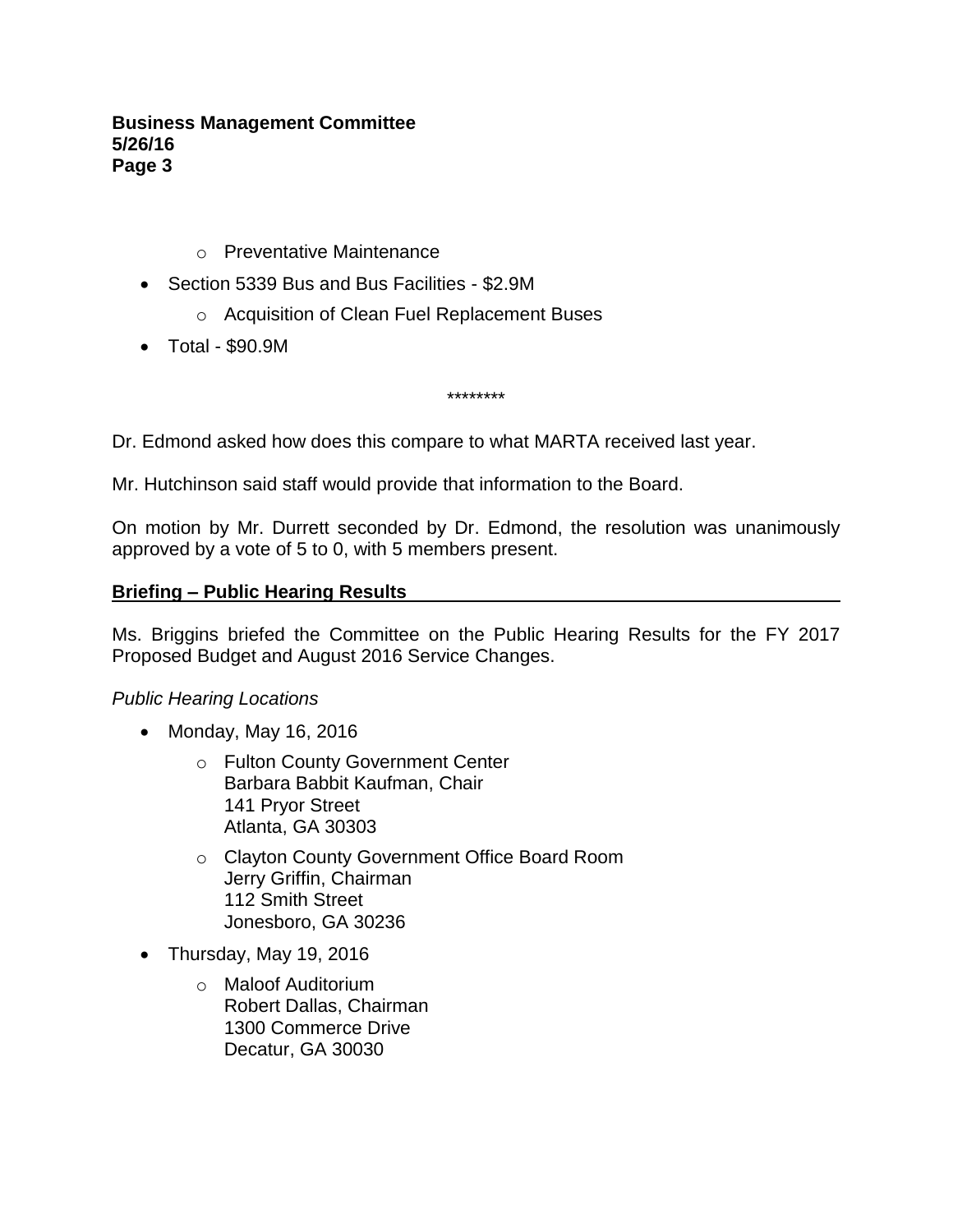- Preventative Maintenance
- Section 5339 Bus and Bus Facilities - $2.9M
  - Acquisition of Clean Fuel Replacement Buses
- Total - $90.9M

********

Dr. Edmond asked how does this compare to what MARTA received last year.

Mr. Hutchinson said staff would provide that information to the Board.

On motion by Mr. Durrett seconded by Dr. Edmond, the resolution was unanimously approved by a vote of 5 to 0, with 5 members present.

**Briefing – Public Hearing Results**

Ms. Briggins briefed the Committee on the Public Hearing Results for the FY 2017 Proposed Budget and August 2016 Service Changes.

*Public Hearing Locations*

- Monday, May 16, 2016
  - Fulton County Government Center
    Barbara Babbit Kaufman, Chair
    141 Pryor Street
    Atlanta, GA 30303
  - Clayton County Government Office Board Room
    Jerry Griffin, Chairman
    112 Smith Street
    Jonesboro, GA 30236
- Thursday, May 19, 2016
  - Maloof Auditorium
    Robert Dallas, Chairman
    1300 Commerce Drive
    Decatur, GA 30030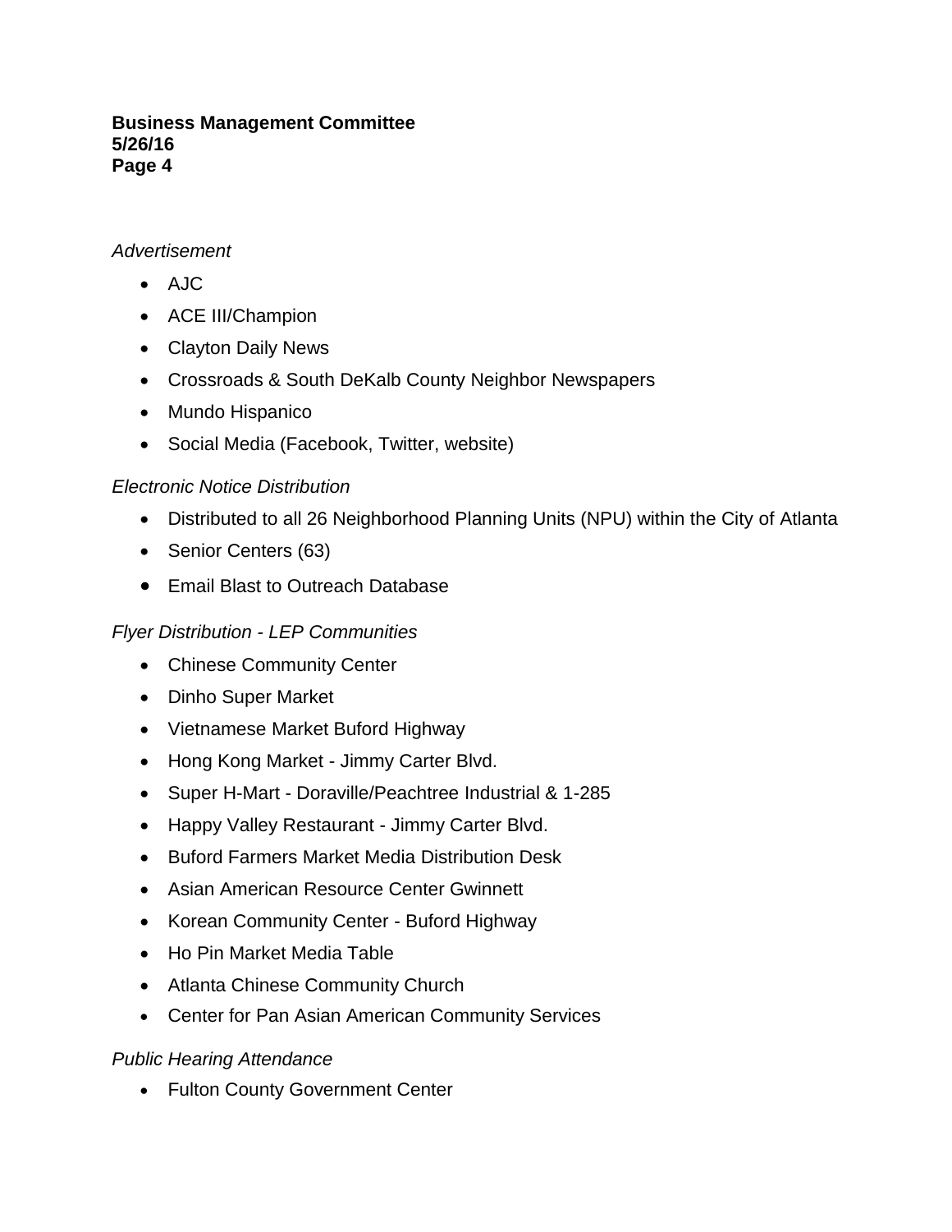*Advertisement*

- AJC
- ACE III/Champion
- Clayton Daily News
- Crossroads & South DeKalb County Neighbor Newspapers
- Mundo Hispanico
- Social Media (Facebook, Twitter, website)

*Electronic Notice Distribution*

- Distributed to all 26 Neighborhood Planning Units (NPU) within the City of Atlanta
- Senior Centers (63)
- Email Blast to Outreach Database

*Flyer Distribution - LEP Communities*

- Chinese Community Center
- Dinho Super Market
- Vietnamese Market Buford Highway
- Hong Kong Market - Jimmy Carter Blvd.
- Super H-Mart - Doraville/Peachtree Industrial & 1-285
- Happy Valley Restaurant - Jimmy Carter Blvd.
- Buford Farmers Market Media Distribution Desk
- Asian American Resource Center Gwinnett
- Korean Community Center - Buford Highway
- Ho Pin Market Media Table
- Atlanta Chinese Community Church
- Center for Pan Asian American Community Services

*Public Hearing Attendance*

- Fulton County Government Center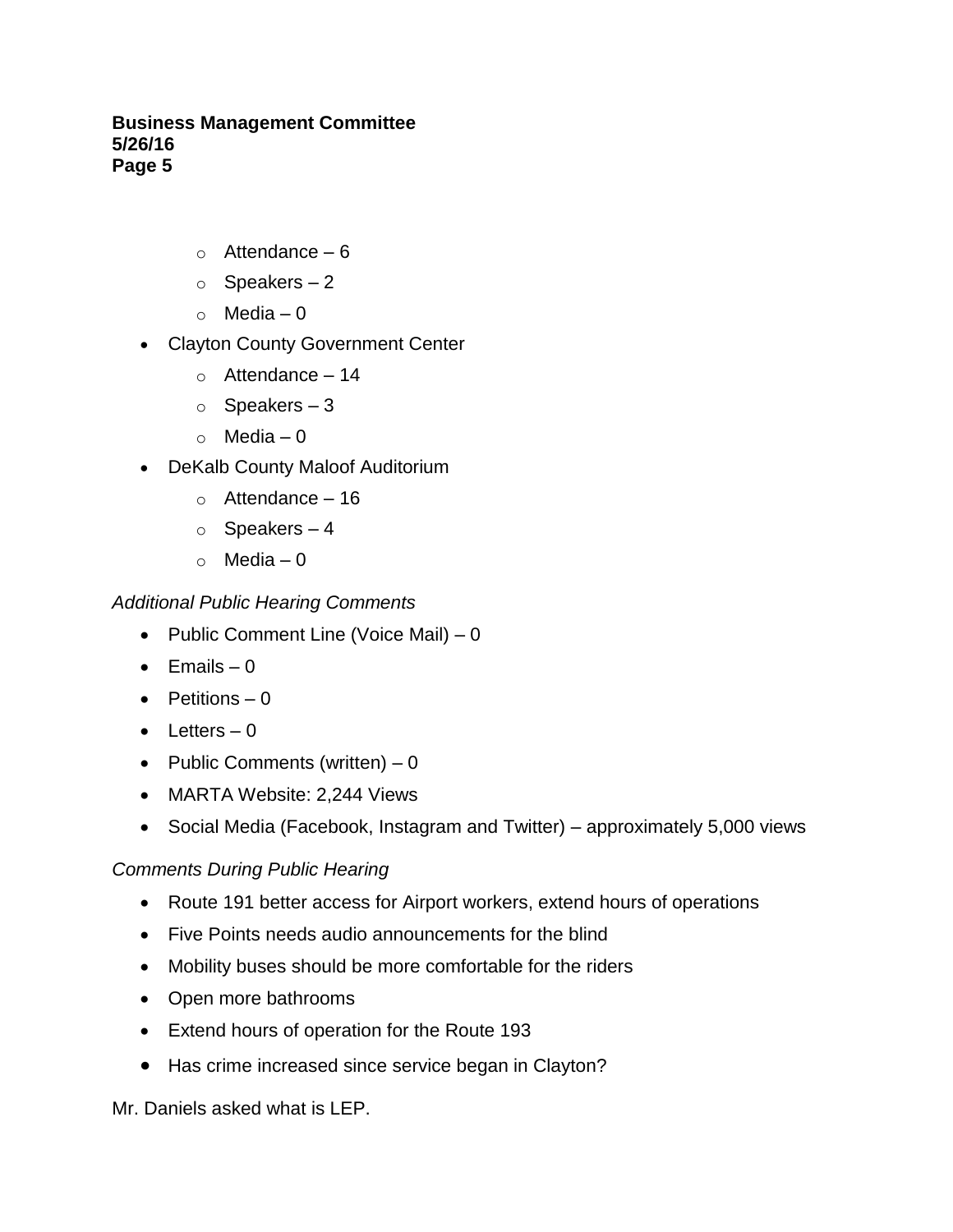- Attendance – 6
  - Speakers – 2
  - Media – 0
- Clayton County Government Center
  - Attendance – 14
  - Speakers – 3
  - Media – 0
- DeKalb County Maloof Auditorium
  - Attendance – 16
  - Speakers – 4
  - Media – 0

*Additional Public Hearing Comments*

- Public Comment Line (Voice Mail) – 0
- Emails – 0
- Petitions – 0
- Letters – 0
- Public Comments (written) – 0
- MARTA Website: 2,244 Views
- Social Media (Facebook, Instagram and Twitter) – approximately 5,000 views

*Comments During Public Hearing*

- Route 191 better access for Airport workers, extend hours of operations
- Five Points needs audio announcements for the blind
- Mobility buses should be more comfortable for the riders
- Open more bathrooms
- Extend hours of operation for the Route 193
- Has crime increased since service began in Clayton?

Mr. Daniels asked what is LEP.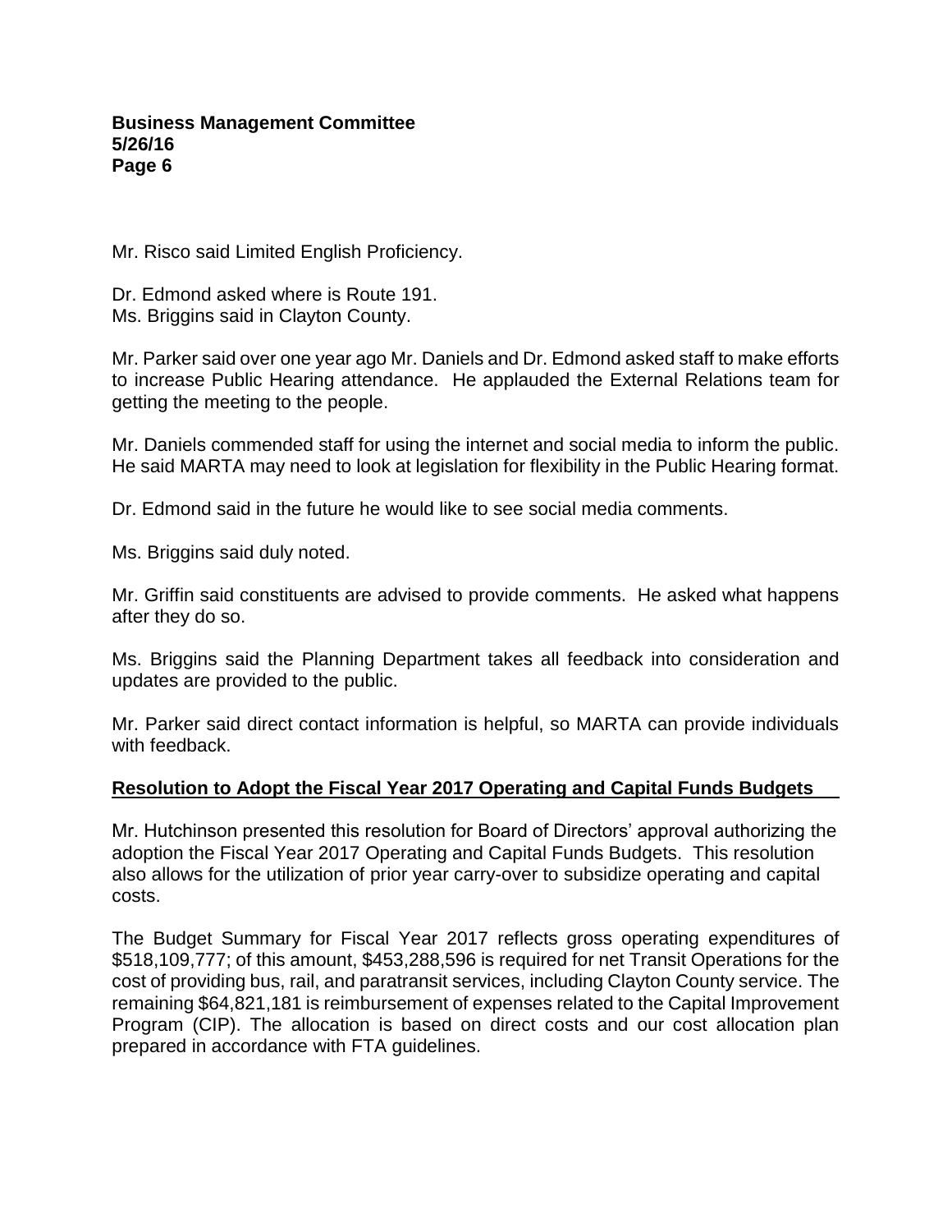Mr. Risco said Limited English Proficiency.

Dr. Edmond asked where is Route 191.
Ms. Briggins said in Clayton County.

Mr. Parker said over one year ago Mr. Daniels and Dr. Edmond asked staff to make efforts to increase Public Hearing attendance. He applauded the External Relations team for getting the meeting to the people.

Mr. Daniels commended staff for using the internet and social media to inform the public. He said MARTA may need to look at legislation for flexibility in the Public Hearing format.

Dr. Edmond said in the future he would like to see social media comments.

Ms. Briggins said duly noted.

Mr. Griffin said constituents are advised to provide comments. He asked what happens after they do so.

Ms. Briggins said the Planning Department takes all feedback into consideration and updates are provided to the public.

Mr. Parker said direct contact information is helpful, so MARTA can provide individuals with feedback.

**Resolution to Adopt the Fiscal Year 2017 Operating and Capital Funds Budgets**

Mr. Hutchinson presented this resolution for Board of Directors' approval authorizing the adoption the Fiscal Year 2017 Operating and Capital Funds Budgets. This resolution also allows for the utilization of prior year carry-over to subsidize operating and capital costs.

The Budget Summary for Fiscal Year 2017 reflects gross operating expenditures of $518,109,777; of this amount, $453,288,596 is required for net Transit Operations for the cost of providing bus, rail, and paratransit services, including Clayton County service. The remaining $64,821,181 is reimbursement of expenses related to the Capital Improvement Program (CIP). The allocation is based on direct costs and our cost allocation plan prepared in accordance with FTA guidelines.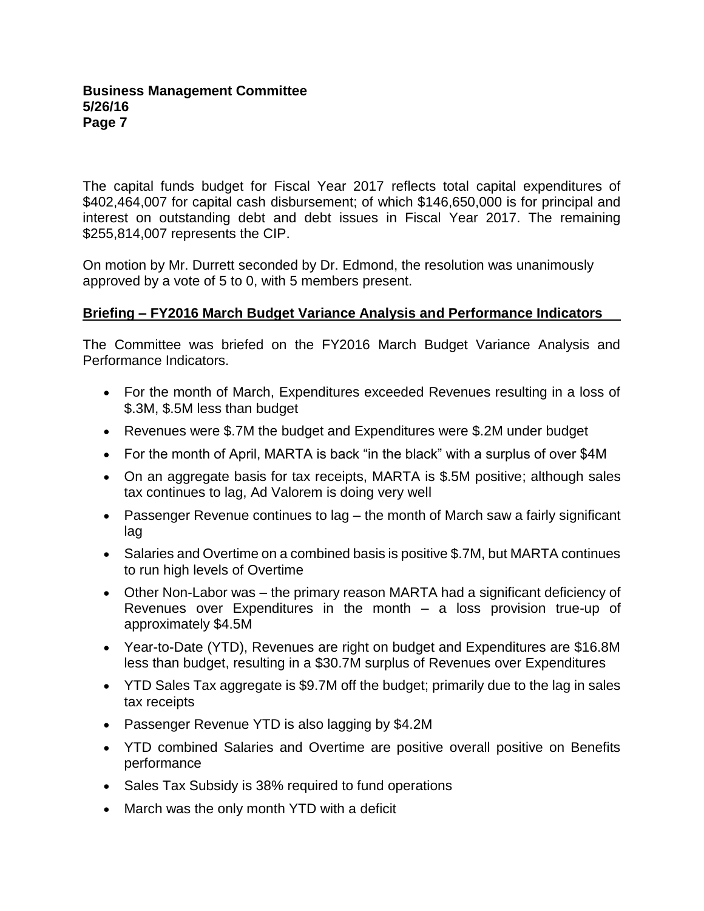The capital funds budget for Fiscal Year 2017 reflects total capital expenditures of $402,464,007 for capital cash disbursement; of which $146,650,000 is for principal and interest on outstanding debt and debt issues in Fiscal Year 2017. The remaining $255,814,007 represents the CIP.

On motion by Mr. Durrett seconded by Dr. Edmond, the resolution was unanimously approved by a vote of 5 to 0, with 5 members present.

**Briefing – FY2016 March Budget Variance Analysis and Performance Indicators**

The Committee was briefed on the FY2016 March Budget Variance Analysis and Performance Indicators.

- For the month of March, Expenditures exceeded Revenues resulting in a loss of $.3M, $.5M less than budget
- Revenues were $.7M the budget and Expenditures were $.2M under budget
- For the month of April, MARTA is back "in the black" with a surplus of over $4M
- On an aggregate basis for tax receipts, MARTA is $.5M positive; although sales tax continues to lag, Ad Valorem is doing very well
- Passenger Revenue continues to lag – the month of March saw a fairly significant lag
- Salaries and Overtime on a combined basis is positive $.7M, but MARTA continues to run high levels of Overtime
- Other Non-Labor was – the primary reason MARTA had a significant deficiency of Revenues over Expenditures in the month – a loss provision true-up of approximately $4.5M
- Year-to-Date (YTD), Revenues are right on budget and Expenditures are $16.8M less than budget, resulting in a $30.7M surplus of Revenues over Expenditures
- YTD Sales Tax aggregate is $9.7M off the budget; primarily due to the lag in sales tax receipts
- Passenger Revenue YTD is also lagging by $4.2M
- YTD combined Salaries and Overtime are positive overall positive on Benefits performance
- Sales Tax Subsidy is 38% required to fund operations
- March was the only month YTD with a deficit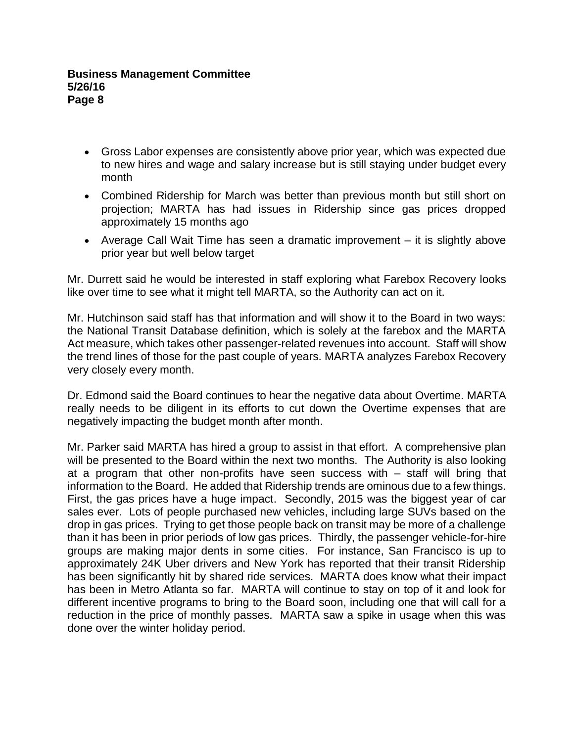- Gross Labor expenses are consistently above prior year, which was expected due to new hires and wage and salary increase but is still staying under budget every month
- Combined Ridership for March was better than previous month but still short on projection; MARTA has had issues in Ridership since gas prices dropped approximately 15 months ago
- Average Call Wait Time has seen a dramatic improvement – it is slightly above prior year but well below target

Mr. Durrett said he would be interested in staff exploring what Farebox Recovery looks like over time to see what it might tell MARTA, so the Authority can act on it.

Mr. Hutchinson said staff has that information and will show it to the Board in two ways: the National Transit Database definition, which is solely at the farebox and the MARTA Act measure, which takes other passenger-related revenues into account. Staff will show the trend lines of those for the past couple of years. MARTA analyzes Farebox Recovery very closely every month.

Dr. Edmond said the Board continues to hear the negative data about Overtime. MARTA really needs to be diligent in its efforts to cut down the Overtime expenses that are negatively impacting the budget month after month.

Mr. Parker said MARTA has hired a group to assist in that effort. A comprehensive plan will be presented to the Board within the next two months. The Authority is also looking at a program that other non-profits have seen success with – staff will bring that information to the Board. He added that Ridership trends are ominous due to a few things. First, the gas prices have a huge impact. Secondly, 2015 was the biggest year of car sales ever. Lots of people purchased new vehicles, including large SUVs based on the drop in gas prices. Trying to get those people back on transit may be more of a challenge than it has been in prior periods of low gas prices. Thirdly, the passenger vehicle-for-hire groups are making major dents in some cities. For instance, San Francisco is up to approximately 24K Uber drivers and New York has reported that their transit Ridership has been significantly hit by shared ride services. MARTA does know what their impact has been in Metro Atlanta so far. MARTA will continue to stay on top of it and look for different incentive programs to bring to the Board soon, including one that will call for a reduction in the price of monthly passes. MARTA saw a spike in usage when this was done over the winter holiday period.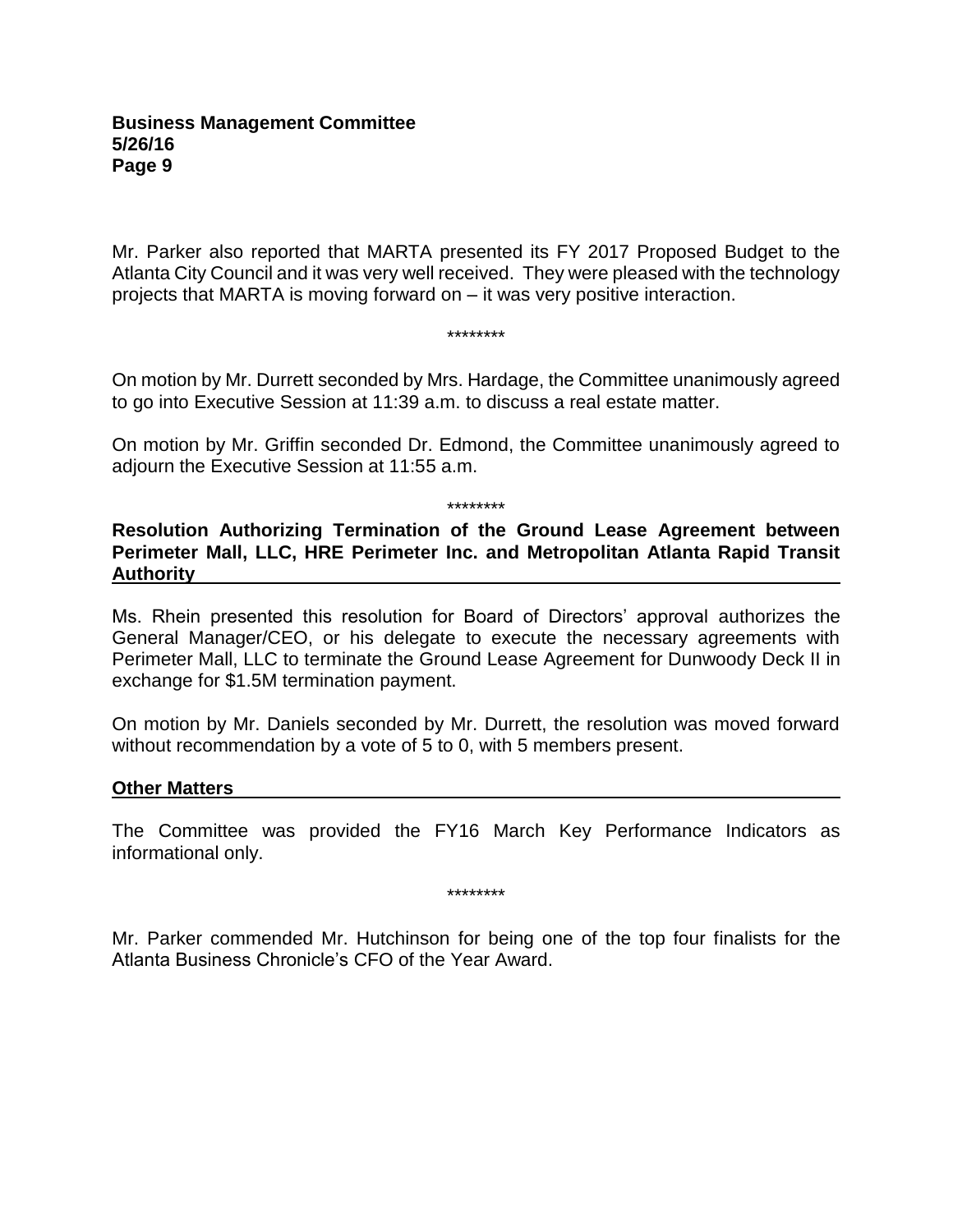Mr. Parker also reported that MARTA presented its FY 2017 Proposed Budget to the Atlanta City Council and it was very well received. They were pleased with the technology projects that MARTA is moving forward on – it was very positive interaction.

********

On motion by Mr. Durrett seconded by Mrs. Hardage, the Committee unanimously agreed to go into Executive Session at 11:39 a.m. to discuss a real estate matter.

On motion by Mr. Griffin seconded Dr. Edmond, the Committee unanimously agreed to adjourn the Executive Session at 11:55 a.m.

********

**Resolution Authorizing Termination of the Ground Lease Agreement between Perimeter Mall, LLC, HRE Perimeter Inc. and Metropolitan Atlanta Rapid Transit Authority**

Ms. Rhein presented this resolution for Board of Directors' approval authorizes the General Manager/CEO, or his delegate to execute the necessary agreements with Perimeter Mall, LLC to terminate the Ground Lease Agreement for Dunwoody Deck II in exchange for $1.5M termination payment.

On motion by Mr. Daniels seconded by Mr. Durrett, the resolution was moved forward without recommendation by a vote of 5 to 0, with 5 members present.

**Other Matters**

The Committee was provided the FY16 March Key Performance Indicators as informational only.

********

Mr. Parker commended Mr. Hutchinson for being one of the top four finalists for the Atlanta Business Chronicle's CFO of the Year Award.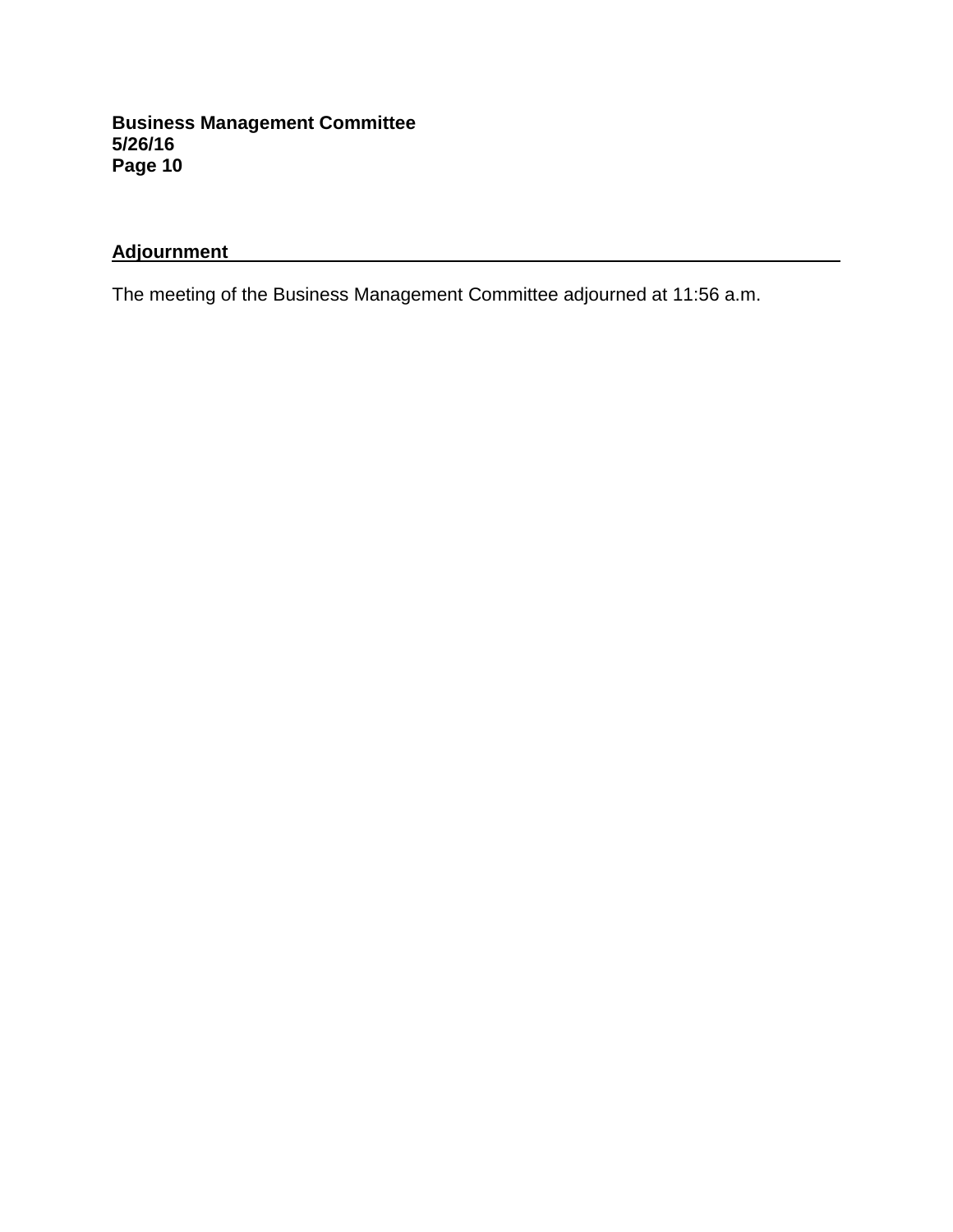## Adjournment

The meeting of the Business Management Committee adjourned at 11:56 a.m.